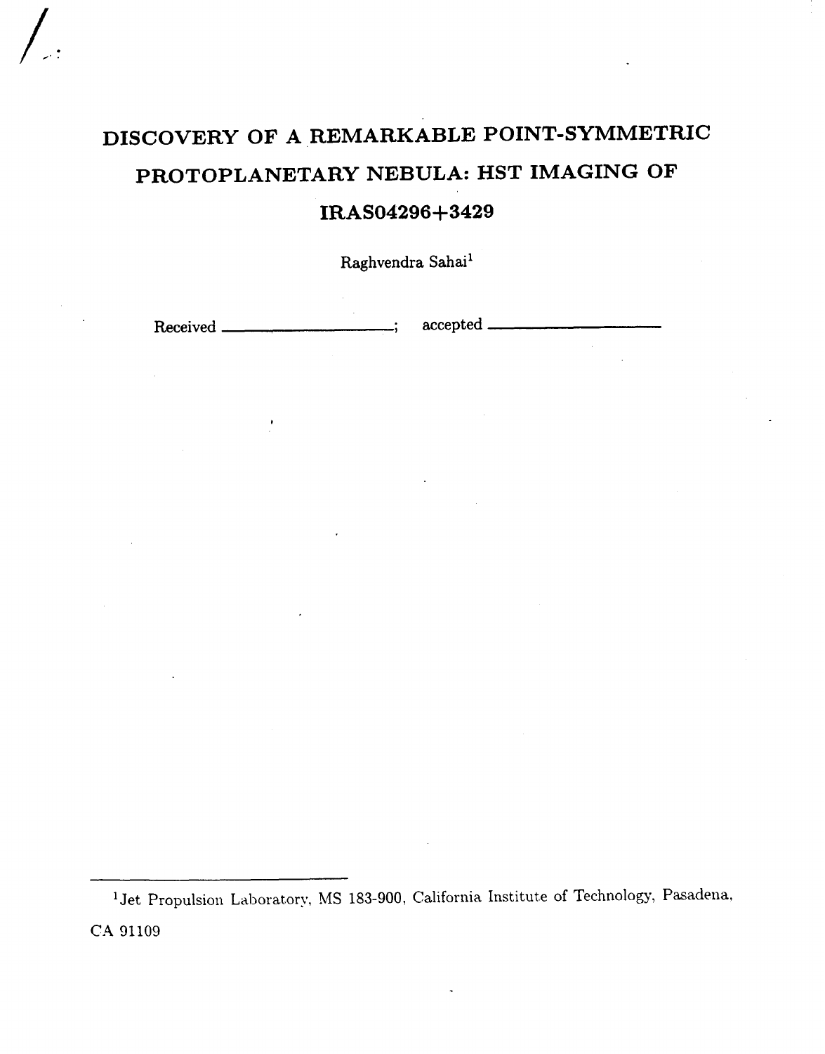# DISCOVERY OF A REMARKABLE POINT-SYMMETRIC PROTOPLANETARY NEBULA: HST IMAGING OF IRAS04296+3429

Raghvendra Sahai[1]

Received \_\_\_\_\_\_\_\_\_\_\_\_\_\_\_\_\_\_\_\_; accepted \_\_\_\_\_\_\_\_\_\_\_\_\_\_\_\_\_\_\_\_

---

[1] Jet Propulsion Laboratory, MS 183-900, California Institute of Technology, Pasadena, CA 91109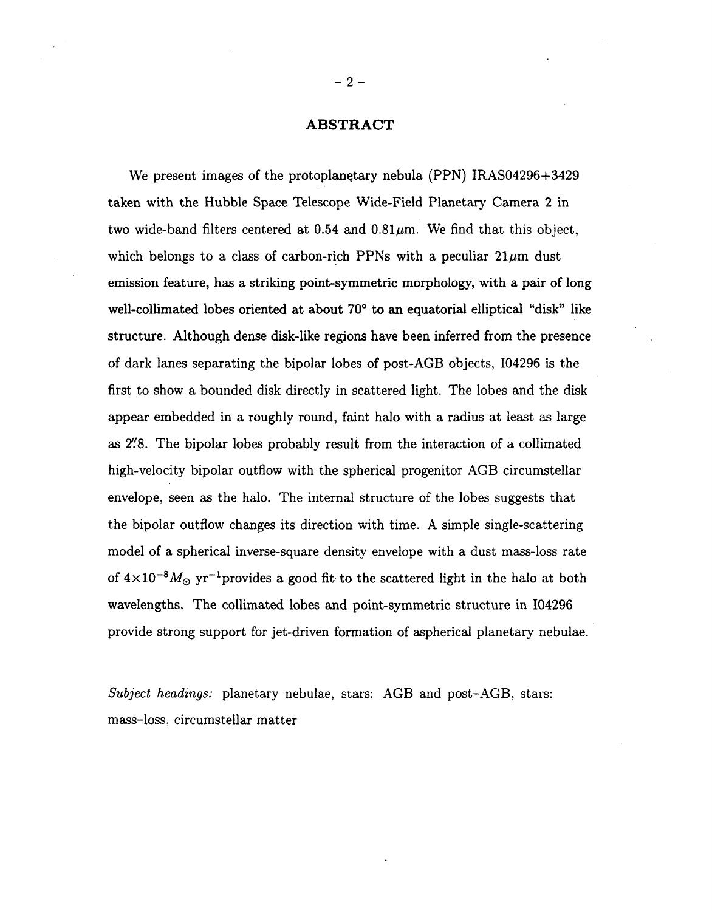## ABSTRACT

We present images of the protoplanetary nebula (PPN) IRAS04296+3429 taken with the Hubble Space Telescope Wide-Field Planetary Camera 2 in two wide-band filters centered at 0.54 and 0.81$\mu$m. We find that this object, which belongs to a class of carbon-rich PPNs with a peculiar 21$\mu$m dust emission feature, has a striking point-symmetric morphology, with a pair of long well-collimated lobes oriented at about 70° to an equatorial elliptical "disk" like structure. Although dense disk-like regions have been inferred from the presence of dark lanes separating the bipolar lobes of post-AGB objects, I04296 is the first to show a bounded disk directly in scattered light. The lobes and the disk appear embedded in a roughly round, faint halo with a radius at least as large as $2''\!.8$. The bipolar lobes probably result from the interaction of a collimated high-velocity bipolar outflow with the spherical progenitor AGB circumstellar envelope, seen as the halo. The internal structure of the lobes suggests that the bipolar outflow changes its direction with time. A simple single-scattering model of a spherical inverse-square density envelope with a dust mass-loss rate of $4\times10^{-8}M_{\odot}$ yr$^{-1}$provides a good fit to the scattered light in the halo at both wavelengths. The collimated lobes and point-symmetric structure in I04296 provide strong support for jet-driven formation of aspherical planetary nebulae.

*Subject headings:* planetary nebulae, stars: AGB and post–AGB, stars: mass–loss, circumstellar matter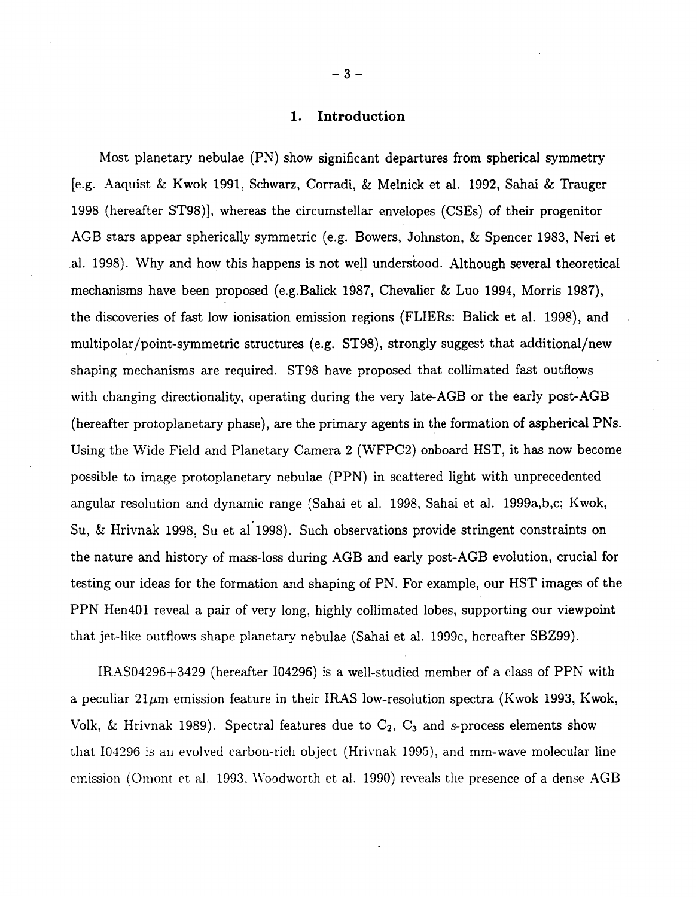# 1. Introduction

Most planetary nebulae (PN) show significant departures from spherical symmetry [e.g. Aaquist & Kwok 1991, Schwarz, Corradi, & Melnick et al. 1992, Sahai & Trauger 1998 (hereafter ST98)], whereas the circumstellar envelopes (CSEs) of their progenitor AGB stars appear spherically symmetric (e.g. Bowers, Johnston, & Spencer 1983, Neri et al. 1998). Why and how this happens is not well understood. Although several theoretical mechanisms have been proposed (e.g.Balick 1987, Chevalier & Luo 1994, Morris 1987), the discoveries of fast low ionisation emission regions (FLIERs: Balick et al. 1998), and multipolar/point-symmetric structures (e.g. ST98), strongly suggest that additional/new shaping mechanisms are required. ST98 have proposed that collimated fast outflows with changing directionality, operating during the very late-AGB or the early post-AGB (hereafter protoplanetary phase), are the primary agents in the formation of aspherical PNs. Using the Wide Field and Planetary Camera 2 (WFPC2) onboard HST, it has now become possible to image protoplanetary nebulae (PPN) in scattered light with unprecedented angular resolution and dynamic range (Sahai et al. 1998, Sahai et al. 1999a,b,c; Kwok, Su, & Hrivnak 1998, Su et al 1998). Such observations provide stringent constraints on the nature and history of mass-loss during AGB and early post-AGB evolution, crucial for testing our ideas for the formation and shaping of PN. For example, our HST images of the PPN Hen401 reveal a pair of very long, highly collimated lobes, supporting our viewpoint that jet-like outflows shape planetary nebulae (Sahai et al. 1999c, hereafter SBZ99).

IRAS04296+3429 (hereafter I04296) is a well-studied member of a class of PPN with a peculiar $21\mu$m emission feature in their IRAS low-resolution spectra (Kwok 1993, Kwok, Volk, & Hrivnak 1989). Spectral features due to $C_2$, $C_3$ and *s*-process elements show that I04296 is an evolved carbon-rich object (Hrivnak 1995), and mm-wave molecular line emission (Omont et al. 1993, Woodworth et al. 1990) reveals the presence of a dense AGB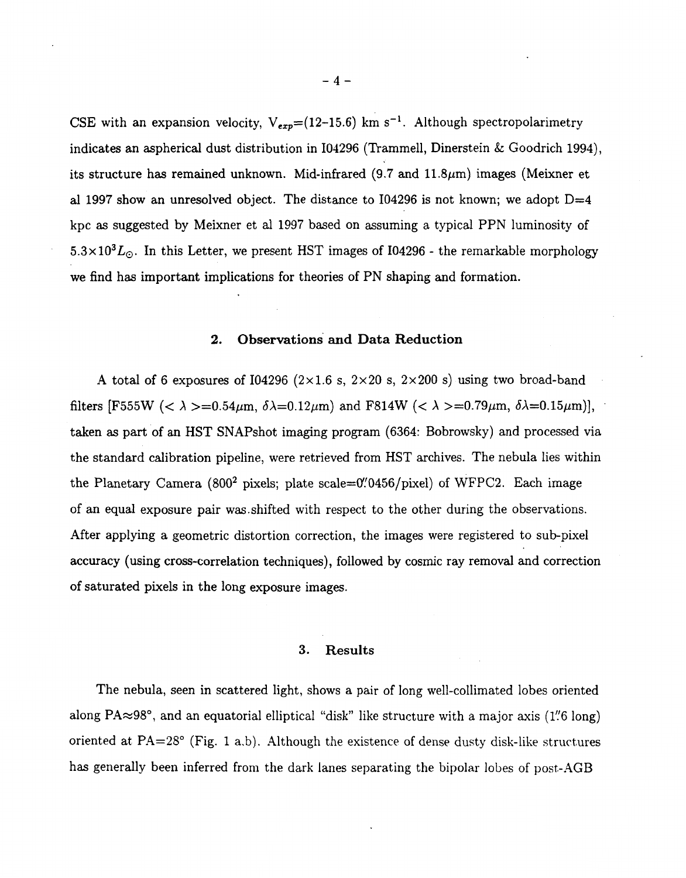CSE with an expansion velocity, $V_{exp}$=(12–15.6) km $s^{-1}$. Although spectropolarimetry indicates an aspherical dust distribution in I04296 (Trammell, Dinerstein & Goodrich 1994), its structure has remained unknown. Mid-infrared (9.7 and 11.8$\mu$m) images (Meixner et al 1997 show an unresolved object. The distance to I04296 is not known; we adopt D=4 kpc as suggested by Meixner et al 1997 based on assuming a typical PPN luminosity of $5.3\times10^{3}L_{\odot}$. In this Letter, we present HST images of I04296 - the remarkable morphology we find has important implications for theories of PN shaping and formation.

## 2. Observations and Data Reduction

A total of 6 exposures of I04296 (2×1.6 s, 2×20 s, 2×200 s) using two broad-band filters [F555W ($<\lambda>$=0.54$\mu$m, $\delta\lambda$=0.12$\mu$m) and F814W ($<\lambda>$=0.79$\mu$m, $\delta\lambda$=0.15$\mu$m)], taken as part of an HST SNAPshot imaging program (6364: Bobrowsky) and processed via the standard calibration pipeline, were retrieved from HST archives. The nebula lies within the Planetary Camera ($800^2$ pixels; plate scale=0.″0456/pixel) of WFPC2. Each image of an equal exposure pair was shifted with respect to the other during the observations. After applying a geometric distortion correction, the images were registered to sub-pixel accuracy (using cross-correlation techniques), followed by cosmic ray removal and correction of saturated pixels in the long exposure images.

## 3. Results

The nebula, seen in scattered light, shows a pair of long well-collimated lobes oriented along PA≈98°, and an equatorial elliptical "disk" like structure with a major axis (1.″6 long) oriented at PA=28° (Fig. 1 a,b). Although the existence of dense dusty disk-like structures has generally been inferred from the dark lanes separating the bipolar lobes of post-AGB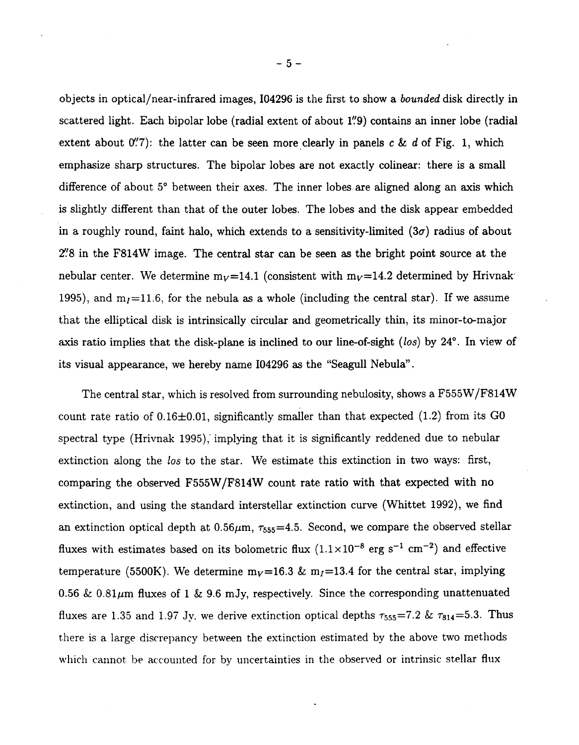objects in optical/near-infrared images, I04296 is the first to show a *bounded* disk directly in scattered light. Each bipolar lobe (radial extent of about $1''.9$) contains an inner lobe (radial extent about $0''.7$): the latter can be seen more clearly in panels *c* & *d* of Fig. 1, which emphasize sharp structures. The bipolar lobes are not exactly colinear: there is a small difference of about 5° between their axes. The inner lobes are aligned along an axis which is slightly different than that of the outer lobes. The lobes and the disk appear embedded in a roughly round, faint halo, which extends to a sensitivity-limited ($3\sigma$) radius of about $2''.8$ in the F814W image. The central star can be seen as the bright point source at the nebular center. We determine $m_V$=14.1 (consistent with $m_V$=14.2 determined by Hrivnak 1995), and $m_I$=11.6, for the nebula as a whole (including the central star). If we assume that the elliptical disk is intrinsically circular and geometrically thin, its minor-to-major axis ratio implies that the disk-plane is inclined to our line-of-sight (*los*) by 24°. In view of its visual appearance, we hereby name I04296 as the "Seagull Nebula".

The central star, which is resolved from surrounding nebulosity, shows a F555W/F814W count rate ratio of 0.16±0.01, significantly smaller than that expected (1.2) from its G0 spectral type (Hrivnak 1995), implying that it is significantly reddened due to nebular extinction along the *los* to the star. We estimate this extinction in two ways: first, comparing the observed F555W/F814W count rate ratio with that expected with no extinction, and using the standard interstellar extinction curve (Whittet 1992), we find an extinction optical depth at $0.56\mu$m, $\tau_{555}$=4.5. Second, we compare the observed stellar fluxes with estimates based on its bolometric flux ($1.1\times10^{-8}$ erg s$^{-1}$ cm$^{-2}$) and effective temperature (5500K). We determine $m_V$=16.3 & $m_I$=13.4 for the central star, implying 0.56 & $0.81\mu$m fluxes of 1 & 9.6 mJy, respectively. Since the corresponding unattenuated fluxes are 1.35 and 1.97 Jy, we derive extinction optical depths $\tau_{555}$=7.2 & $\tau_{814}$=5.3. Thus there is a large discrepancy between the extinction estimated by the above two methods which cannot be accounted for by uncertainties in the observed or intrinsic stellar flux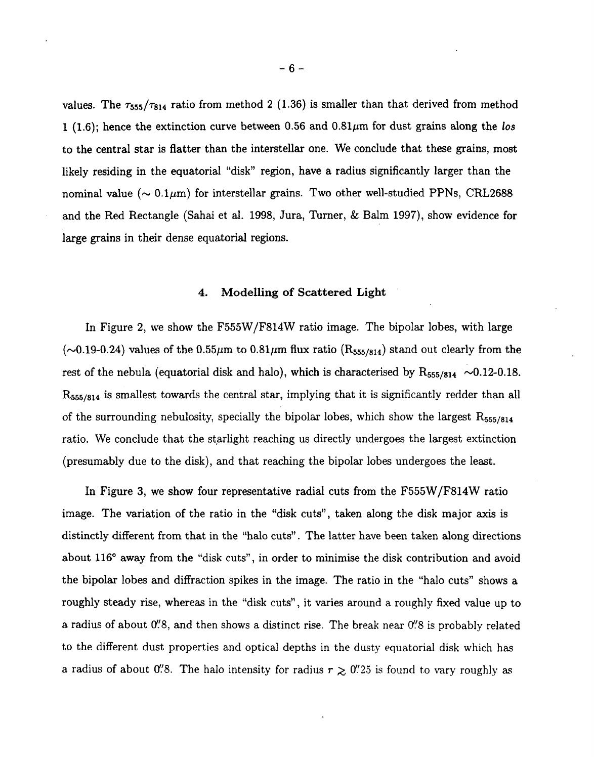values. The $\tau_{555}/\tau_{814}$ ratio from method 2 (1.36) is smaller than that derived from method 1 (1.6); hence the extinction curve between 0.56 and 0.81$\mu$m for dust grains along the *los* to the central star is flatter than the interstellar one. We conclude that these grains, most likely residing in the equatorial "disk" region, have a radius significantly larger than the nominal value ($\sim 0.1\mu$m) for interstellar grains. Two other well-studied PPNs, CRL2688 and the Red Rectangle (Sahai et al. 1998, Jura, Turner, & Balm 1997), show evidence for large grains in their dense equatorial regions.

## 4. Modelling of Scattered Light

In Figure 2, we show the F555W/F814W ratio image. The bipolar lobes, with large ($\sim$0.19-0.24) values of the 0.55$\mu$m to 0.81$\mu$m flux ratio ($R_{555/814}$) stand out clearly from the rest of the nebula (equatorial disk and halo), which is characterised by $R_{555/814}$ $\sim$0.12-0.18. $R_{555/814}$ is smallest towards the central star, implying that it is significantly redder than all of the surrounding nebulosity, specially the bipolar lobes, which show the largest $R_{555/814}$ ratio. We conclude that the starlight reaching us directly undergoes the largest extinction (presumably due to the disk), and that reaching the bipolar lobes undergoes the least.

In Figure 3, we show four representative radial cuts from the F555W/F814W ratio image. The variation of the ratio in the "disk cuts", taken along the disk major axis is distinctly different from that in the "halo cuts". The latter have been taken along directions about 116° away from the "disk cuts", in order to minimise the disk contribution and avoid the bipolar lobes and diffraction spikes in the image. The ratio in the "halo cuts" shows a roughly steady rise, whereas in the "disk cuts", it varies around a roughly fixed value up to a radius of about 0.″8, and then shows a distinct rise. The break near 0.″8 is probably related to the different dust properties and optical depths in the dusty equatorial disk which has a radius of about 0.″8. The halo intensity for radius $r \gtrsim 0.''25$ is found to vary roughly as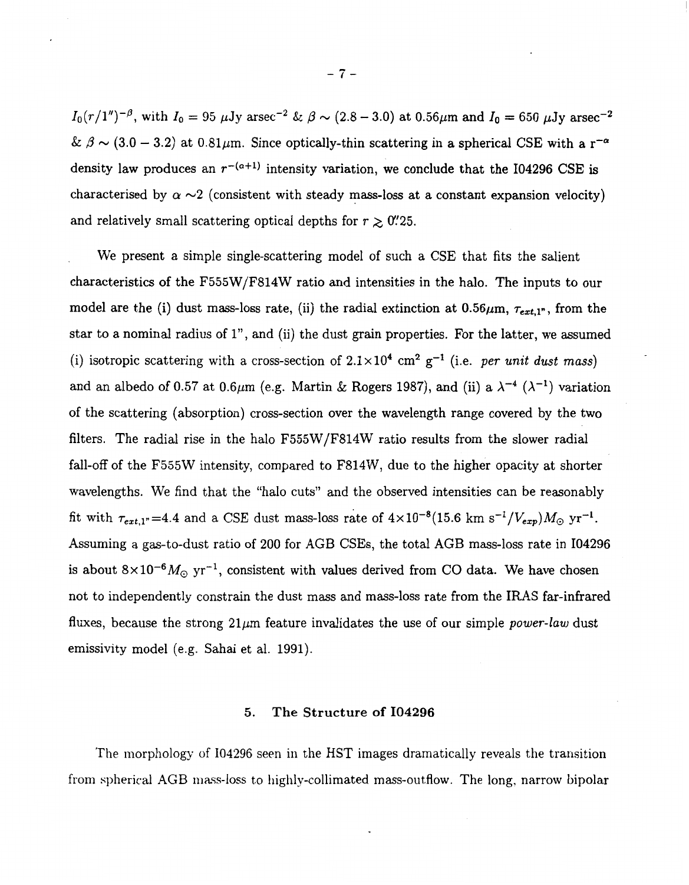$I_0(r/1'')^{-\beta}$, with $I_0 = 95$ $\mu$Jy arsec$^{-2}$ & $\beta \sim (2.8-3.0)$ at 0.56$\mu$m and $I_0 = 650$ $\mu$Jy arsec$^{-2}$ & $\beta \sim (3.0-3.2)$ at 0.81$\mu$m. Since optically-thin scattering in a spherical CSE with a $r^{-\alpha}$ density law produces an $r^{-(\alpha+1)}$ intensity variation, we conclude that the I04296 CSE is characterised by $\alpha \sim 2$ (consistent with steady mass-loss at a constant expansion velocity) and relatively small scattering optical depths for $r \gtrsim 0''.25$.

We present a simple single-scattering model of such a CSE that fits the salient characteristics of the F555W/F814W ratio and intensities in the halo. The inputs to our model are the (i) dust mass-loss rate, (ii) the radial extinction at 0.56$\mu$m, $\tau_{ext,1''}$, from the star to a nominal radius of 1", and (ii) the dust grain properties. For the latter, we assumed (i) isotropic scattering with a cross-section of $2.1\times10^4$ cm$^2$ g$^{-1}$ (i.e. *per unit dust mass*) and an albedo of 0.57 at 0.6$\mu$m (e.g. Martin & Rogers 1987), and (ii) a $\lambda^{-4}$ ($\lambda^{-1}$) variation of the scattering (absorption) cross-section over the wavelength range covered by the two filters. The radial rise in the halo F555W/F814W ratio results from the slower radial fall-off of the F555W intensity, compared to F814W, due to the higher opacity at shorter wavelengths. We find that the "halo cuts" and the observed intensities can be reasonably fit with $\tau_{ext,1''}$=4.4 and a CSE dust mass-loss rate of $4\times10^{-8}(15.6$ km s$^{-1}/V_{exp})M_\odot$ yr$^{-1}$. Assuming a gas-to-dust ratio of 200 for AGB CSEs, the total AGB mass-loss rate in I04296 is about $8\times10^{-6}M_\odot$ yr$^{-1}$, consistent with values derived from CO data. We have chosen not to independently constrain the dust mass and mass-loss rate from the IRAS far-infrared fluxes, because the strong 21$\mu$m feature invalidates the use of our simple *power-law* dust emissivity model (e.g. Sahai et al. 1991).

## 5. The Structure of I04296

The morphology of I04296 seen in the HST images dramatically reveals the transition from spherical AGB mass-loss to highly-collimated mass-outflow. The long, narrow bipolar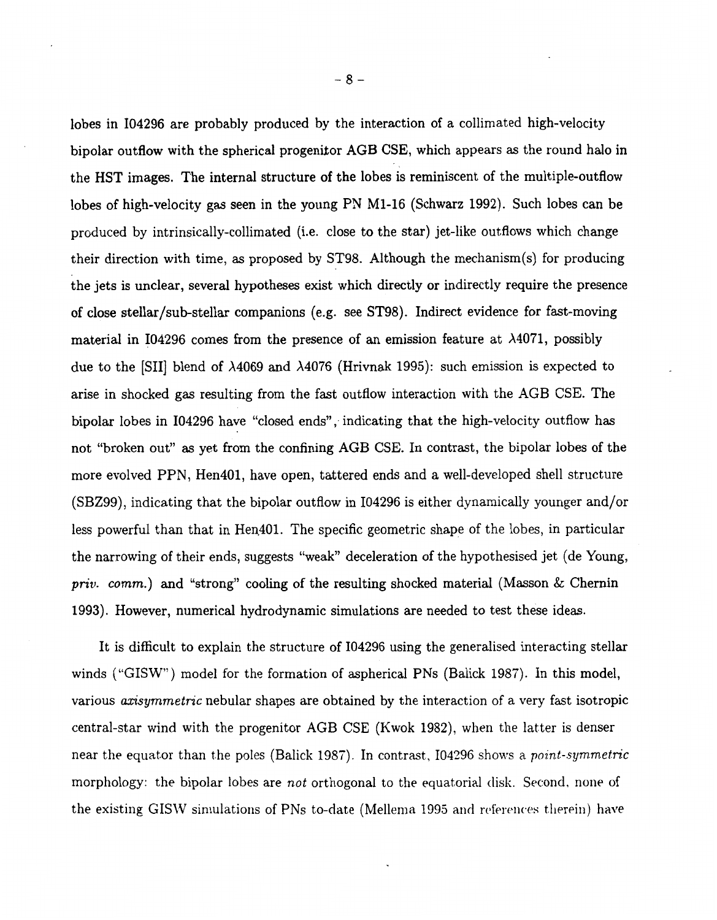lobes in I04296 are probably produced by the interaction of a collimated high-velocity bipolar outflow with the spherical progenitor AGB CSE, which appears as the round halo in the HST images. The internal structure of the lobes is reminiscent of the multiple-outflow lobes of high-velocity gas seen in the young PN M1-16 (Schwarz 1992). Such lobes can be produced by intrinsically-collimated (i.e. close to the star) jet-like outflows which change their direction with time, as proposed by ST98. Although the mechanism(s) for producing the jets is unclear, several hypotheses exist which directly or indirectly require the presence of close stellar/sub-stellar companions (e.g. see ST98). Indirect evidence for fast-moving material in I04296 comes from the presence of an emission feature at $\lambda$4071, possibly due to the [SII] blend of $\lambda$4069 and $\lambda$4076 (Hrivnak 1995): such emission is expected to arise in shocked gas resulting from the fast outflow interaction with the AGB CSE. The bipolar lobes in I04296 have "closed ends", indicating that the high-velocity outflow has not "broken out" as yet from the confining AGB CSE. In contrast, the bipolar lobes of the more evolved PPN, Hen401, have open, tattered ends and a well-developed shell structure (SBZ99), indicating that the bipolar outflow in I04296 is either dynamically younger and/or less powerful than that in Hen401. The specific geometric shape of the lobes, in particular the narrowing of their ends, suggests "weak" deceleration of the hypothesised jet (de Young, *priv. comm.*) and "strong" cooling of the resulting shocked material (Masson & Chernin 1993). However, numerical hydrodynamic simulations are needed to test these ideas.

It is difficult to explain the structure of I04296 using the generalised interacting stellar winds ("GISW") model for the formation of aspherical PNs (Balick 1987). In this model, various *axisymmetric* nebular shapes are obtained by the interaction of a very fast isotropic central-star wind with the progenitor AGB CSE (Kwok 1982), when the latter is denser near the equator than the poles (Balick 1987). In contrast, I04296 shows a *point-symmetric* morphology: the bipolar lobes are *not* orthogonal to the equatorial disk. Second, none of the existing GISW simulations of PNs to-date (Mellema 1995 and references therein) have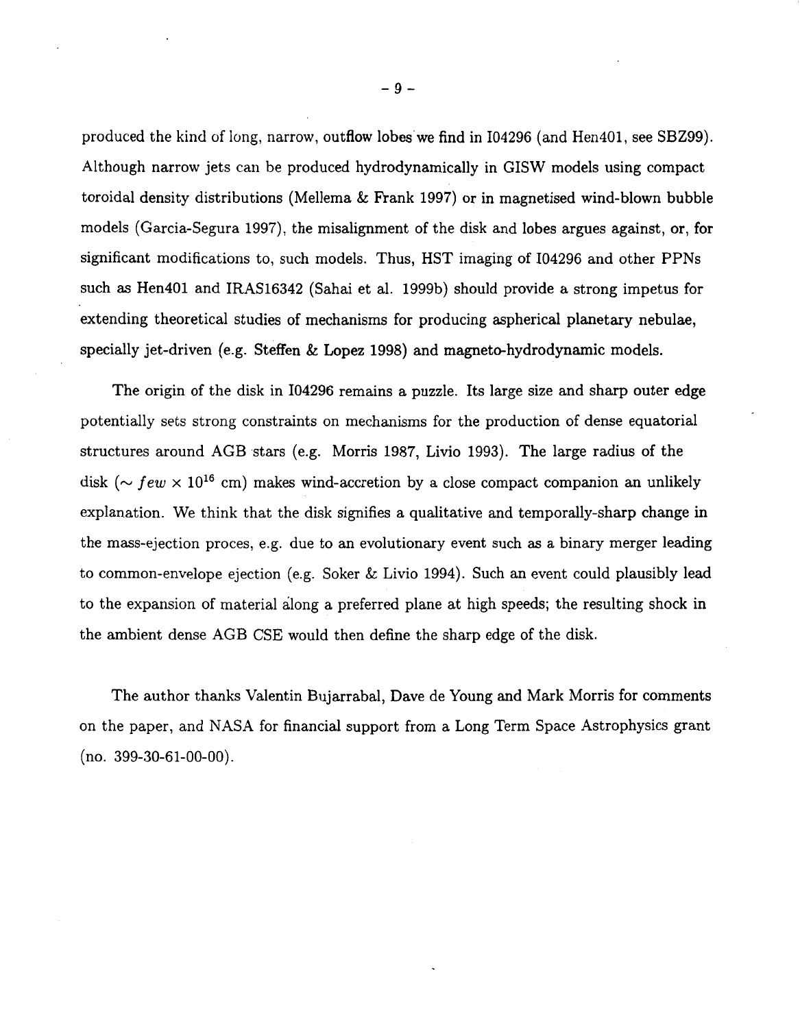produced the kind of long, narrow, outflow lobes we find in I04296 (and Hen401, see SBZ99). Although narrow jets can be produced hydrodynamically in GISW models using compact toroidal density distributions (Mellema & Frank 1997) or in magnetised wind-blown bubble models (Garcia-Segura 1997), the misalignment of the disk and lobes argues against, or, for significant modifications to, such models. Thus, HST imaging of I04296 and other PPNs such as Hen401 and IRAS16342 (Sahai et al. 1999b) should provide a strong impetus for extending theoretical studies of mechanisms for producing aspherical planetary nebulae, specially jet-driven (e.g. Steffen & Lopez 1998) and magneto-hydrodynamic models.

The origin of the disk in I04296 remains a puzzle. Its large size and sharp outer edge potentially sets strong constraints on mechanisms for the production of dense equatorial structures around AGB stars (e.g. Morris 1987, Livio 1993). The large radius of the disk ($\sim few \times 10^{16}$ cm) makes wind-accretion by a close compact companion an unlikely explanation. We think that the disk signifies a qualitative and temporally-sharp change in the mass-ejection proces, e.g. due to an evolutionary event such as a binary merger leading to common-envelope ejection (e.g. Soker & Livio 1994). Such an event could plausibly lead to the expansion of material along a preferred plane at high speeds; the resulting shock in the ambient dense AGB CSE would then define the sharp edge of the disk.

The author thanks Valentin Bujarrabal, Dave de Young and Mark Morris for comments on the paper, and NASA for financial support from a Long Term Space Astrophysics grant (no. 399-30-61-00-00).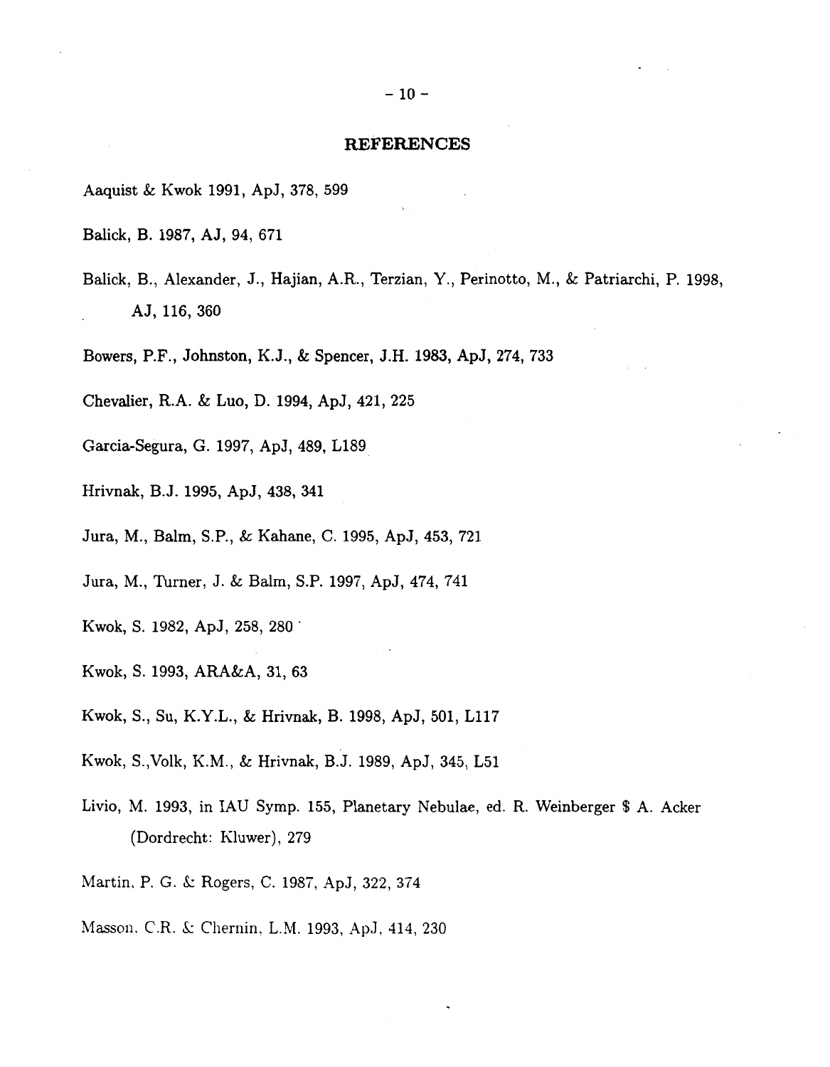## REFERENCES

Aaquist & Kwok 1991, ApJ, 378, 599

Balick, B. 1987, AJ, 94, 671

Balick, B., Alexander, J., Hajian, A.R., Terzian, Y., Perinotto, M., & Patriarchi, P. 1998, AJ, 116, 360

Bowers, P.F., Johnston, K.J., & Spencer, J.H. 1983, ApJ, 274, 733

Chevalier, R.A. & Luo, D. 1994, ApJ, 421, 225

Garcia-Segura, G. 1997, ApJ, 489, L189

Hrivnak, B.J. 1995, ApJ, 438, 341

Jura, M., Balm, S.P., & Kahane, C. 1995, ApJ, 453, 721

Jura, M., Turner, J. & Balm, S.P. 1997, ApJ, 474, 741

Kwok, S. 1982, ApJ, 258, 280

Kwok, S. 1993, ARA&A, 31, 63

Kwok, S., Su, K.Y.L., & Hrivnak, B. 1998, ApJ, 501, L117

Kwok, S.,Volk, K.M., & Hrivnak, B.J. 1989, ApJ, 345, L51

Livio, M. 1993, in IAU Symp. 155, Planetary Nebulae, ed. R. Weinberger $ A. Acker (Dordrecht: Kluwer), 279

Martin, P. G. & Rogers, C. 1987, ApJ, 322, 374

Masson, C.R. & Chernin, L.M. 1993, ApJ, 414, 230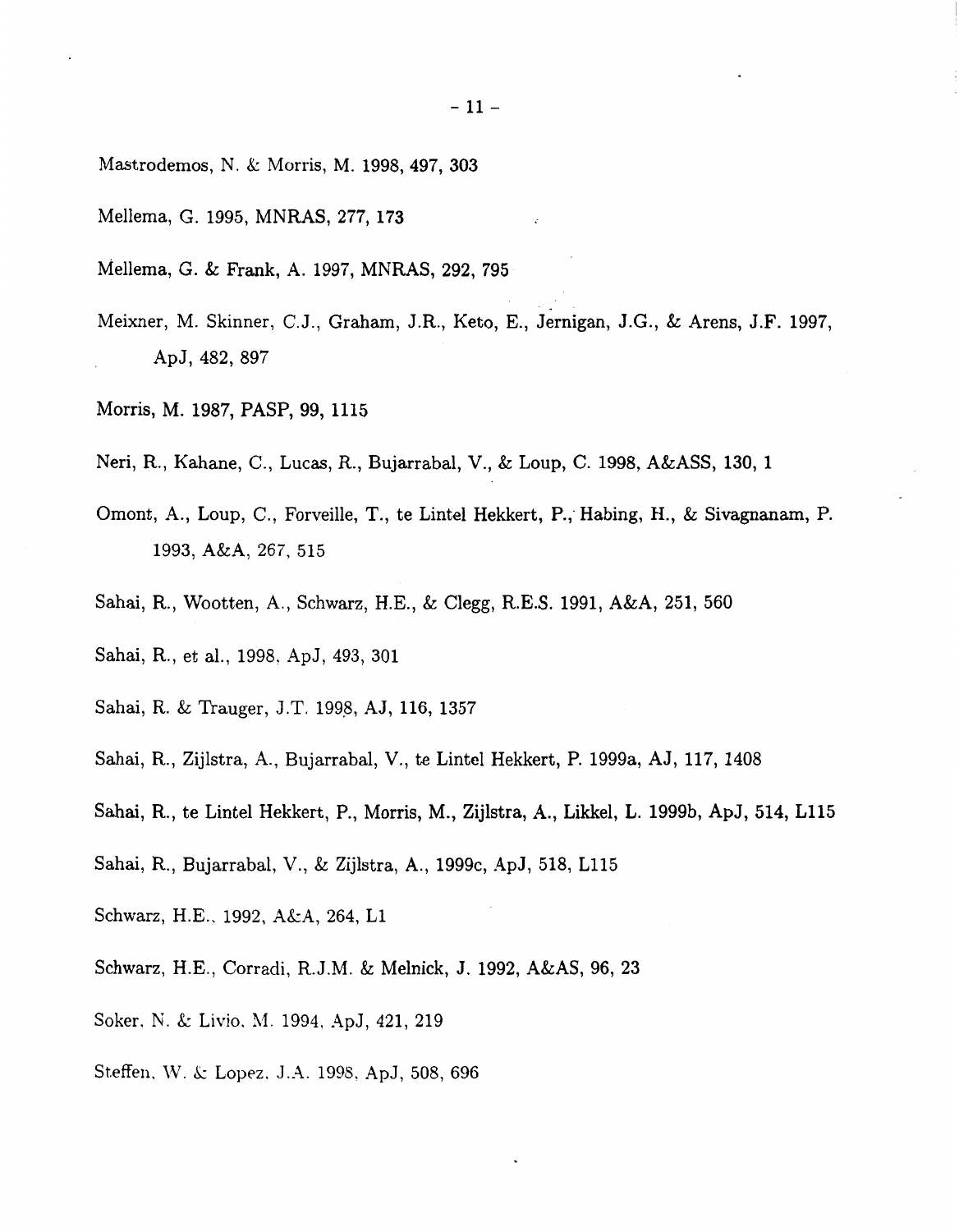Mastrodemos, N. & Morris, M. 1998, 497, 303

Mellema, G. 1995, MNRAS, 277, 173

Mellema, G. & Frank, A. 1997, MNRAS, 292, 795

Meixner, M. Skinner, C.J., Graham, J.R., Keto, E., Jernigan, J.G., & Arens, J.F. 1997, ApJ, 482, 897

Morris, M. 1987, PASP, 99, 1115

Neri, R., Kahane, C., Lucas, R., Bujarrabal, V., & Loup, C. 1998, A&ASS, 130, 1

Omont, A., Loup, C., Forveille, T., te Lintel Hekkert, P., Habing, H., & Sivagnanam, P. 1993, A&A, 267, 515

Sahai, R., Wootten, A., Schwarz, H.E., & Clegg, R.E.S. 1991, A&A, 251, 560

Sahai, R., et al., 1998, ApJ, 493, 301

Sahai, R. & Trauger, J.T. 1998, AJ, 116, 1357

Sahai, R., Zijlstra, A., Bujarrabal, V., te Lintel Hekkert, P. 1999a, AJ, 117, 1408

Sahai, R., te Lintel Hekkert, P., Morris, M., Zijlstra, A., Likkel, L. 1999b, ApJ, 514, L115

Sahai, R., Bujarrabal, V., & Zijlstra, A., 1999c, ApJ, 518, L115

Schwarz, H.E., 1992, A&A, 264, L1

Schwarz, H.E., Corradi, R.J.M. & Melnick, J. 1992, A&AS, 96, 23

Soker, N. & Livio, M. 1994, ApJ, 421, 219

Steffen, W. & Lopez, J.A. 1998, ApJ, 508, 696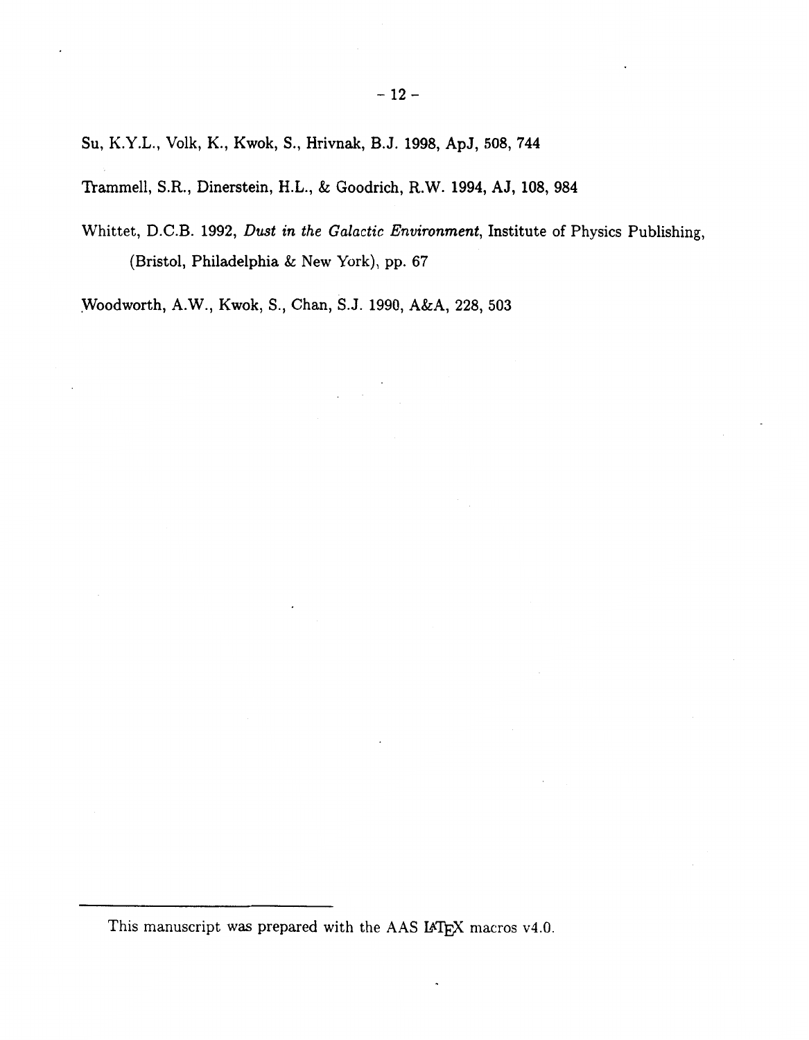Su, K.Y.L., Volk, K., Kwok, S., Hrivnak, B.J. 1998, ApJ, 508, 744

Trammell, S.R., Dinerstein, H.L., & Goodrich, R.W. 1994, AJ, 108, 984

Whittet, D.C.B. 1992, *Dust in the Galactic Environment*, Institute of Physics Publishing, (Bristol, Philadelphia & New York), pp. 67

Woodworth, A.W., Kwok, S., Chan, S.J. 1990, A&A, 228, 503

---

This manuscript was prepared with the AAS LaTeX macros v4.0.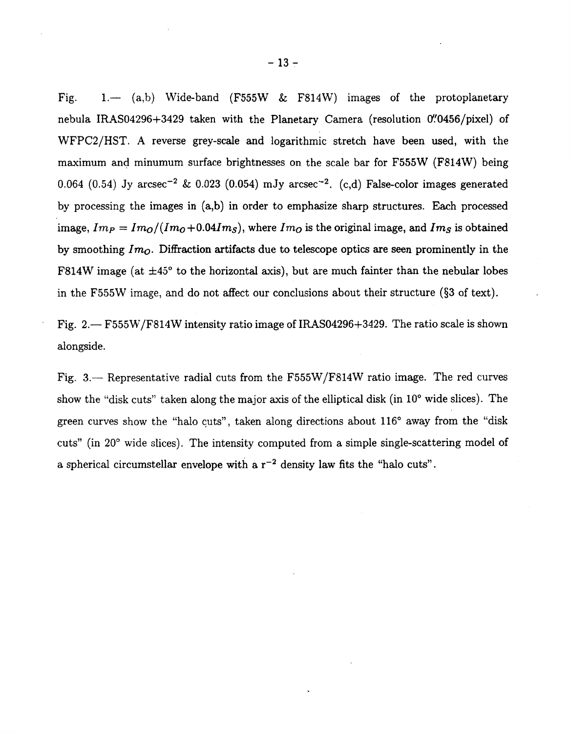Fig. 1.— (a,b) Wide-band (F555W & F814W) images of the protoplanetary nebula IRAS04296+3429 taken with the Planetary Camera (resolution $0.''0456$/pixel) of WFPC2/HST. A reverse grey-scale and logarithmic stretch have been used, with the maximum and minumum surface brightnesses on the scale bar for F555W (F814W) being 0.064 (0.54) Jy arcsec$^{-2}$ & 0.023 (0.054) mJy arcsec$^{-2}$. (c,d) False-color images generated by processing the images in (a,b) in order to emphasize sharp structures. Each processed image, $Im_P = Im_O/(Im_O + 0.04 Im_S)$, where $Im_O$ is the original image, and $Im_S$ is obtained by smoothing $Im_O$. Diffraction artifacts due to telescope optics are seen prominently in the F814W image (at $\pm 45°$ to the horizontal axis), but are much fainter than the nebular lobes in the F555W image, and do not affect our conclusions about their structure (§3 of text).

Fig. 2.— F555W/F814W intensity ratio image of IRAS04296+3429. The ratio scale is shown alongside.

Fig. 3.— Representative radial cuts from the F555W/F814W ratio image. The red curves show the "disk cuts" taken along the major axis of the elliptical disk (in 10° wide slices). The green curves show the "halo cuts", taken along directions about 116° away from the "disk cuts" (in 20° wide slices). The intensity computed from a simple single-scattering model of a spherical circumstellar envelope with a $r^{-2}$ density law fits the "halo cuts".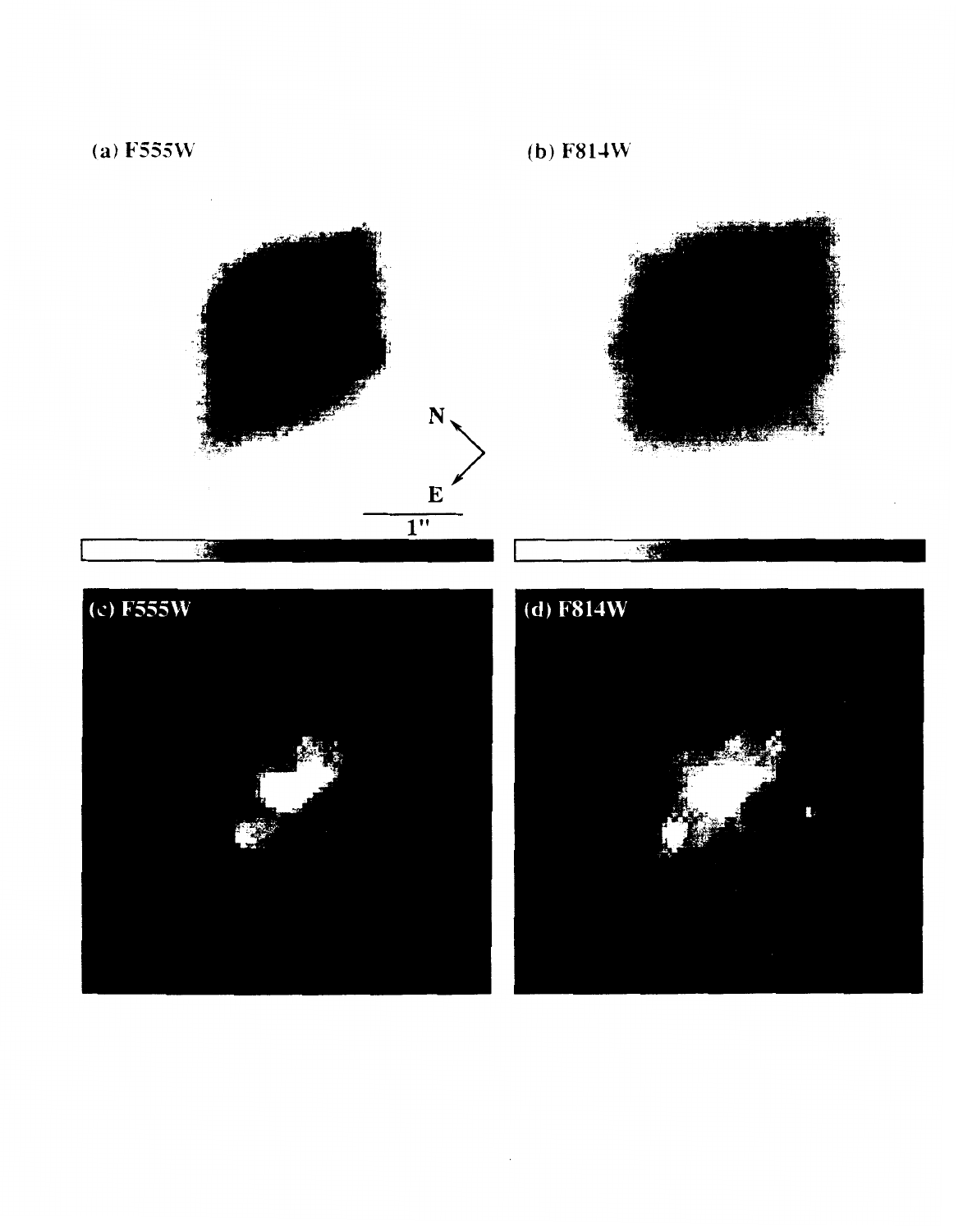(a) F555W

(b) F814W

N

E

1"

(c) F555W

(d) F814W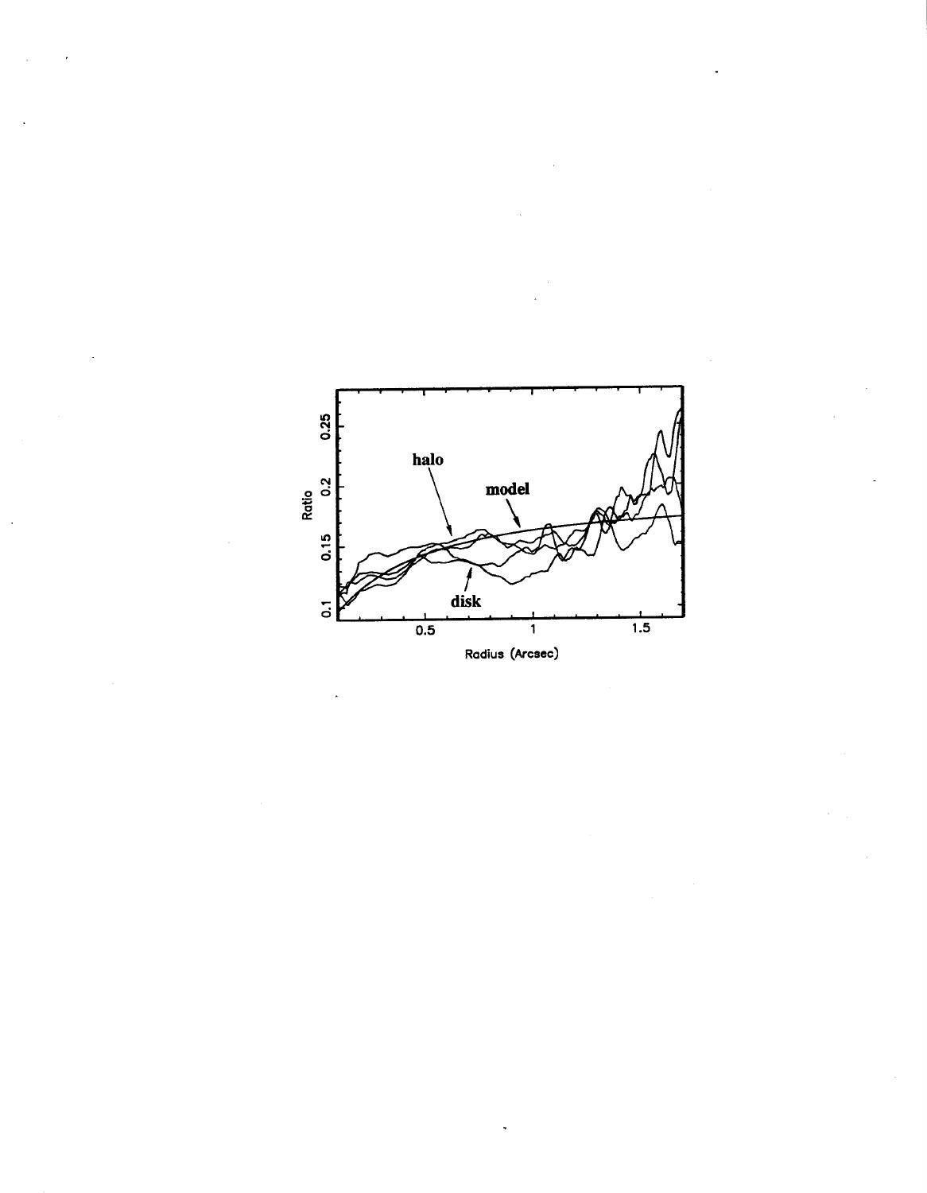halo

model

disk

0.1
0.15
0.2
0.25

Ratio

0.5
1
1.5

Radius (Arcsec)